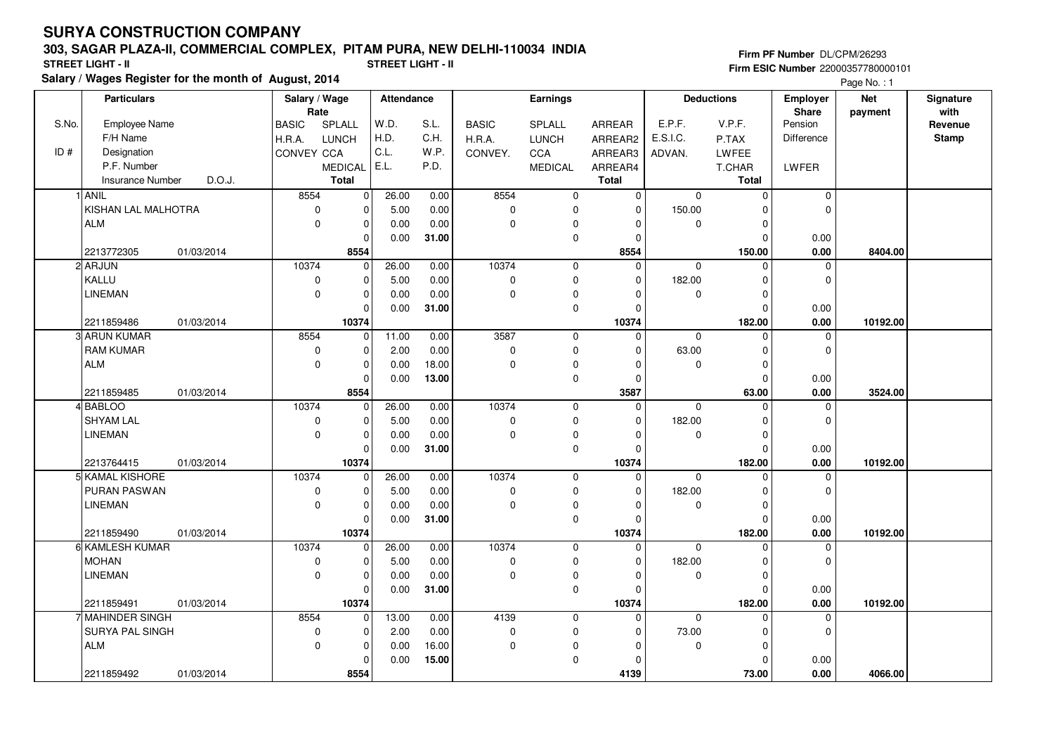# SURYA CONSTRUCTION COMPANY

## 303, SAGAR PLAZA-II, COMMERCIAL COMPLEX, PITAM PURA, NEW DELHI-110034 INDIA

**STREET LIGHT - II** STREET LIGHT - II

**Salary / Wages Register for the month of August, 2014**

**Firm PF Number** DL/CPM/26293
**Firm ESIC Number** 22000357780000101

| S.No. / ID # | Particulars: Employee Name / F/H Name / Designation / P.F. Number / Insurance Number D.O.J. | Salary / Wage Rate: BASIC / H.R.A. / CONVEY | SPLALL / LUNCH / CCA / MEDICAL / Total | Attendance: W.D. / H.D. / C.L. / E.L. | S.L. / C.H. / W.P. / P.D. | Earnings: BASIC / H.R.A. / CONVEY. | SPLALL / LUNCH / CCA / MEDICAL | ARREAR / ARREAR2 / ARREAR3 / ARREAR4 / Total | Deductions: E.P.F. / E.S.I.C. / ADVAN. | V.P.F. / P.TAX / LWFEE / T.CHAR / Total | Employer Share: Pension / Difference / LWFER | Net payment | Signature with Revenue Stamp |
|---|---|---|---|---|---|---|---|---|---|---|---|---|---|
| 1 | ANIL / KISHAN LAL MALHOTRA / ALM / / 2213772305 01/03/2014 | 8554 / 0 / 0 | 0 / 0 / 0 / 0 / 8554 | 26.00 / 5.00 / 0.00 / 0.00 | 0.00 / 0.00 / 0.00 / 31.00 | 8554 / 0 / 0 | 0 / 0 / 0 / 0 | 0 / 0 / 0 / 0 / 8554 | 0 / 150.00 / 0 | 0 / 0 / 0 / 0 / 150.00 | 0 / 0 / 0.00 / 0.00 | 8404.00 | |
| 2 | ARJUN / KALLU / LINEMAN / / 2211859486 01/03/2014 | 10374 / 0 / 0 | 0 / 0 / 0 / 0 / 10374 | 26.00 / 5.00 / 0.00 / 0.00 | 0.00 / 0.00 / 0.00 / 31.00 | 10374 / 0 / 0 | 0 / 0 / 0 / 0 | 0 / 0 / 0 / 0 / 10374 | 0 / 182.00 / 0 | 0 / 0 / 0 / 0 / 182.00 | 0 / 0 / 0.00 / 0.00 | 10192.00 | |
| 3 | ARUN KUMAR / RAM KUMAR / ALM / / 2211859485 01/03/2014 | 8554 / 0 / 0 | 0 / 0 / 0 / 0 / 8554 | 11.00 / 2.00 / 0.00 / 0.00 | 0.00 / 0.00 / 18.00 / 13.00 | 3587 / 0 / 0 | 0 / 0 / 0 / 0 | 0 / 0 / 0 / 0 / 3587 | 0 / 63.00 / 0 | 0 / 0 / 0 / 0 / 63.00 | 0 / 0 / 0.00 / 0.00 | 3524.00 | |
| 4 | BABLOO / SHYAM LAL / LINEMAN / / 2213764415 01/03/2014 | 10374 / 0 / 0 | 0 / 0 / 0 / 0 / 10374 | 26.00 / 5.00 / 0.00 / 0.00 | 0.00 / 0.00 / 0.00 / 31.00 | 10374 / 0 / 0 | 0 / 0 / 0 / 0 | 0 / 0 / 0 / 0 / 10374 | 0 / 182.00 / 0 | 0 / 0 / 0 / 0 / 182.00 | 0 / 0 / 0.00 / 0.00 | 10192.00 | |
| 5 | KAMAL KISHORE / PURAN PASWAN / LINEMAN / / 2211859490 01/03/2014 | 10374 / 0 / 0 | 0 / 0 / 0 / 0 / 10374 | 26.00 / 5.00 / 0.00 / 0.00 | 0.00 / 0.00 / 0.00 / 31.00 | 10374 / 0 / 0 | 0 / 0 / 0 / 0 | 0 / 0 / 0 / 0 / 10374 | 0 / 182.00 / 0 | 0 / 0 / 0 / 0 / 182.00 | 0 / 0 / 0.00 / 0.00 | 10192.00 | |
| 6 | KAMLESH KUMAR / MOHAN / LINEMAN / / 2211859491 01/03/2014 | 10374 / 0 / 0 | 0 / 0 / 0 / 0 / 10374 | 26.00 / 5.00 / 0.00 / 0.00 | 0.00 / 0.00 / 0.00 / 31.00 | 10374 / 0 / 0 | 0 / 0 / 0 / 0 | 0 / 0 / 0 / 0 / 10374 | 0 / 182.00 / 0 | 0 / 0 / 0 / 0 / 182.00 | 0 / 0 / 0.00 / 0.00 | 10192.00 | |
| 7 | MAHINDER SINGH / SURYA PAL SINGH / ALM / / 2211859492 01/03/2014 | 8554 / 0 / 0 | 0 / 0 / 0 / 0 / 8554 | 13.00 / 2.00 / 0.00 / 0.00 | 0.00 / 0.00 / 16.00 / 15.00 | 4139 / 0 / 0 | 0 / 0 / 0 / 0 | 0 / 0 / 0 / 0 / 4139 | 0 / 73.00 / 0 | 0 / 0 / 0 / 0 / 73.00 | 0 / 0 / 0.00 / 0.00 | 4066.00 | |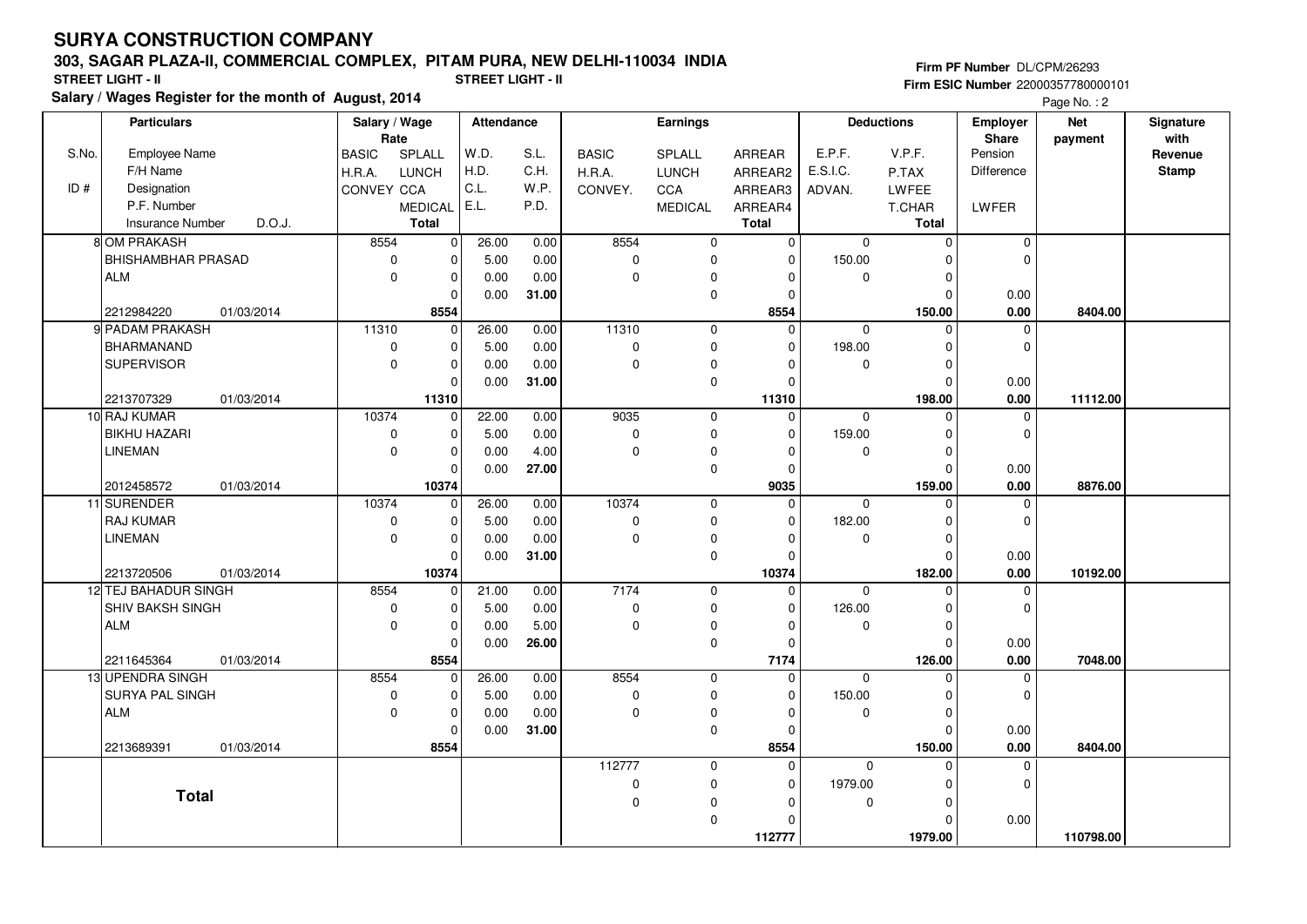# SURYA CONSTRUCTION COMPANY

**303, SAGAR PLAZA-II, COMMERCIAL COMPLEX, PITAM PURA, NEW DELHI-110034 INDIA**

**STREET LIGHT - II** **STREET LIGHT - II**

**Salary / Wages Register for the month of August, 2014**

**Firm PF Number** DL/CPM/26293
**Firm ESIC Number** 22000357780000101

| S.No. / ID # | Particulars: Employee Name / F/H Name / Designation / P.F. Number / Insurance Number / D.O.J. | Salary / Wage Rate: BASIC / H.R.A. / CONVEY | SPLALL / LUNCH / CCA / MEDICAL / Total | Attendance: W.D. / H.D. / C.L. / E.L. | S.L. / C.H. / W.P. / P.D. | Earnings: BASIC / H.R.A. / CONVEY. | SPLALL / LUNCH / CCA / MEDICAL | ARREAR / ARREAR2 / ARREAR3 / ARREAR4 / Total | Deductions: E.P.F. / E.S.I.C. / ADVAN. | V.P.F. / P.TAX / LWFEE / T.CHAR / Total | Employer Share: Pension / Difference / LWFER | Net payment | Signature with Revenue Stamp |
|---|---|---|---|---|---|---|---|---|---|---|---|---|---|
| 8 | OM PRAKASH | 8554 | 0 | 26.00 | 0.00 | 8554 | 0 | 0 | 0 | 0 | 0 | | |
| | BHISHAMBHAR PRASAD | 0 | 0 | 5.00 | 0.00 | 0 | 0 | 0 | 150.00 | 0 | 0 | | |
| | ALM | 0 | 0 | 0.00 | 0.00 | 0 | 0 | 0 | 0 | 0 | | | |
| | | | 0 | 0.00 | 31.00 | | 0 | 0 | | 0 | 0.00 | | |
| | 2212984220 01/03/2014 | | 8554 | | | | | 8554 | | 150.00 | 0.00 | 8404.00 | |
| 9 | PADAM PRAKASH | 11310 | 0 | 26.00 | 0.00 | 11310 | 0 | 0 | 0 | 0 | 0 | | |
| | BHARMANAND | 0 | 0 | 5.00 | 0.00 | 0 | 0 | 0 | 198.00 | 0 | 0 | | |
| | SUPERVISOR | 0 | 0 | 0.00 | 0.00 | 0 | 0 | 0 | 0 | 0 | | | |
| | | | 0 | 0.00 | 31.00 | | 0 | 0 | | 0 | 0.00 | | |
| | 2213707329 01/03/2014 | | 11310 | | | | | 11310 | | 198.00 | 0.00 | 11112.00 | |
| 10 | RAJ KUMAR | 10374 | 0 | 22.00 | 0.00 | 9035 | 0 | 0 | 0 | 0 | 0 | | |
| | BIKHU HAZARI | 0 | 0 | 5.00 | 0.00 | 0 | 0 | 0 | 159.00 | 0 | 0 | | |
| | LINEMAN | 0 | 0 | 0.00 | 4.00 | 0 | 0 | 0 | 0 | 0 | | | |
| | | | 0 | 0.00 | 27.00 | | 0 | 0 | | 0 | 0.00 | | |
| | 2012458572 01/03/2014 | | 10374 | | | | | 9035 | | 159.00 | 0.00 | 8876.00 | |
| 11 | SURENDER | 10374 | 0 | 26.00 | 0.00 | 10374 | 0 | 0 | 0 | 0 | 0 | | |
| | RAJ KUMAR | 0 | 0 | 5.00 | 0.00 | 0 | 0 | 0 | 182.00 | 0 | 0 | | |
| | LINEMAN | 0 | 0 | 0.00 | 0.00 | 0 | 0 | 0 | 0 | 0 | | | |
| | | | 0 | 0.00 | 31.00 | | 0 | 0 | | 0 | 0.00 | | |
| | 2213720506 01/03/2014 | | 10374 | | | | | 10374 | | 182.00 | 0.00 | 10192.00 | |
| 12 | TEJ BAHADUR SINGH | 8554 | 0 | 21.00 | 0.00 | 7174 | 0 | 0 | 0 | 0 | 0 | | |
| | SHIV BAKSH SINGH | 0 | 0 | 5.00 | 0.00 | 0 | 0 | 0 | 126.00 | 0 | 0 | | |
| | ALM | 0 | 0 | 0.00 | 5.00 | 0 | 0 | 0 | 0 | 0 | | | |
| | | | 0 | 0.00 | 26.00 | | 0 | 0 | | 0 | 0.00 | | |
| | 2211645364 01/03/2014 | | 8554 | | | | | 7174 | | 126.00 | 0.00 | 7048.00 | |
| 13 | UPENDRA SINGH | 8554 | 0 | 26.00 | 0.00 | 8554 | 0 | 0 | 0 | 0 | 0 | | |
| | SURYA PAL SINGH | 0 | 0 | 5.00 | 0.00 | 0 | 0 | 0 | 150.00 | 0 | 0 | | |
| | ALM | 0 | 0 | 0.00 | 0.00 | 0 | 0 | 0 | 0 | 0 | | | |
| | | | 0 | 0.00 | 31.00 | | 0 | 0 | | 0 | 0.00 | | |
| | 2213689391 01/03/2014 | | 8554 | | | | | 8554 | | 150.00 | 0.00 | 8404.00 | |
| | **Total** | | | | | 112777 | 0 | 0 | 0 | 0 | 0 | | |
| | | | | | | 0 | 0 | 0 | 1979.00 | 0 | 0 | | |
| | | | | | | 0 | 0 | 0 | 0 | 0 | | | |
| | | | | | | | 0 | 0 | | 0 | 0.00 | | |
| | | | | | | | | 112777 | | 1979.00 | | 110798.00 | |